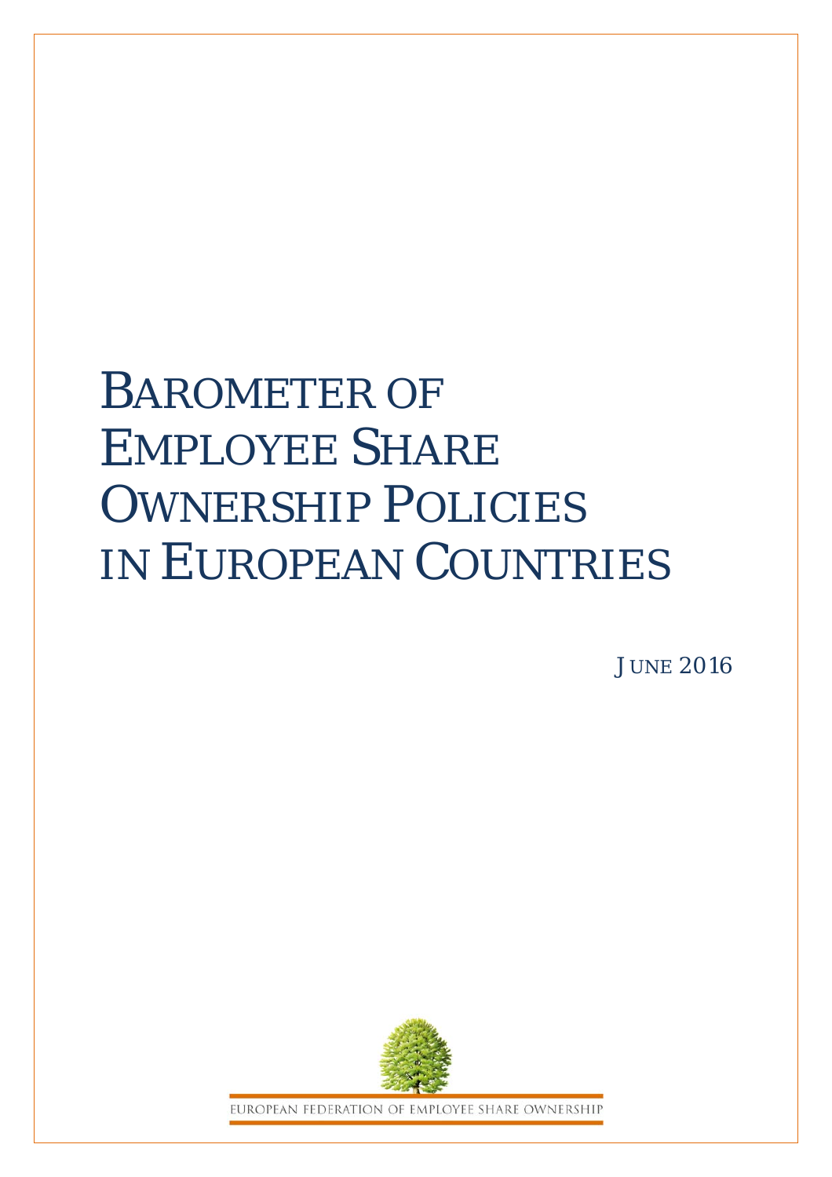# BAROMETER OF EMPLOYEE SHARE OWNERSHIP POLICIES IN EUROPEAN COUNTRIES

JUNE 2016

EUROPEAN FEDERATION OF EMPLOYEE SHARE OWNERSHIP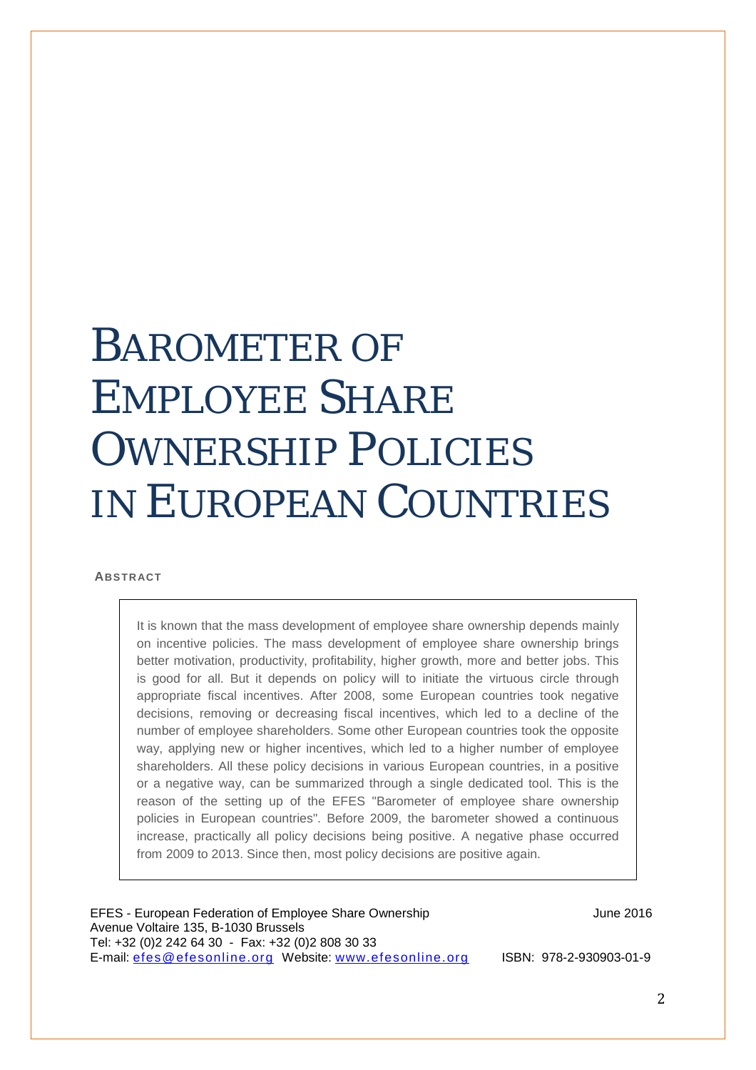# Barometer of Employee Share Ownership Policies in European Countries

**ABSTRACT**

It is known that the mass development of employee share ownership depends mainly on incentive policies. The mass development of employee share ownership brings better motivation, productivity, profitability, higher growth, more and better jobs. This is good for all. But it depends on policy will to initiate the virtuous circle through appropriate fiscal incentives. After 2008, some European countries took negative decisions, removing or decreasing fiscal incentives, which led to a decline of the number of employee shareholders. Some other European countries took the opposite way, applying new or higher incentives, which led to a higher number of employee shareholders. All these policy decisions in various European countries, in a positive or a negative way, can be summarized through a single dedicated tool. This is the reason of the setting up of the EFES "Barometer of employee share ownership policies in European countries". Before 2009, the barometer showed a continuous increase, practically all policy decisions being positive. A negative phase occurred from 2009 to 2013. Since then, most policy decisions are positive again.

EFES - European Federation of Employee Share Ownership
Avenue Voltaire 135, B-1030 Brussels
Tel: +32 (0)2 242 64 30 - Fax: +32 (0)2 808 30 33
E-mail: efes@efesonline.org Website: www.efesonline.org

June 2016

ISBN: 978-2-930903-01-9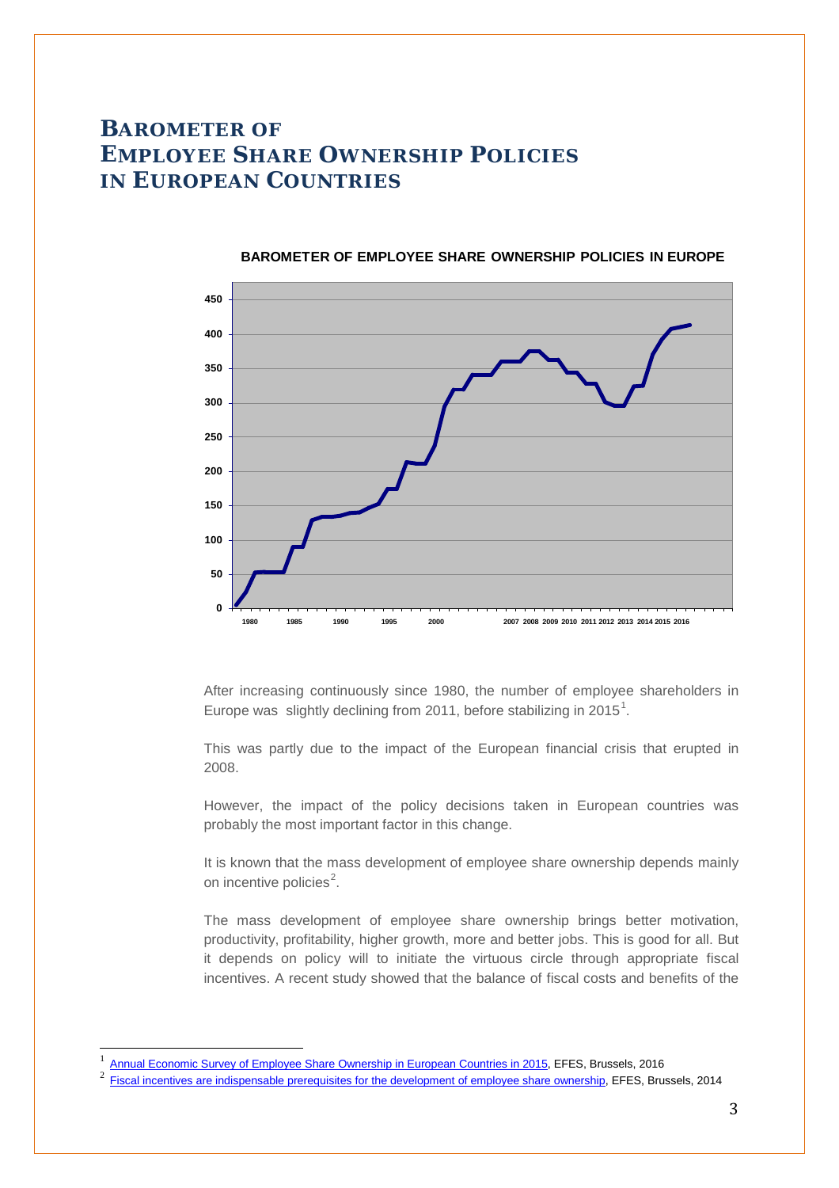# BAROMETER OF EMPLOYEE SHARE OWNERSHIP POLICIES IN EUROPEAN COUNTRIES

**BAROMETER OF EMPLOYEE SHARE OWNERSHIP POLICIES IN EUROPE**

After increasing continuously since 1980, the number of employee shareholders in Europe was slightly declining from 2011, before stabilizing in 2015[1].

This was partly due to the impact of the European financial crisis that erupted in 2008.

However, the impact of the policy decisions taken in European countries was probably the most important factor in this change.

It is known that the mass development of employee share ownership depends mainly on incentive policies[2].

The mass development of employee share ownership brings better motivation, productivity, profitability, higher growth, more and better jobs. This is good for all. But it depends on policy will to initiate the virtuous circle through appropriate fiscal incentives. A recent study showed that the balance of fiscal costs and benefits of the

---

[1] Annual Economic Survey of Employee Share Ownership in European Countries in 2015, EFES, Brussels, 2016

[2] Fiscal incentives are indispensable prerequisites for the development of employee share ownership, EFES, Brussels, 2014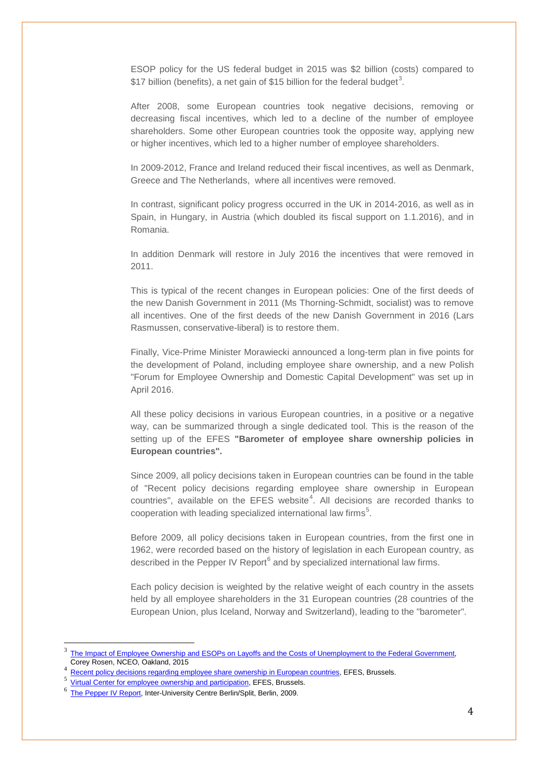ESOP policy for the US federal budget in 2015 was $2 billion (costs) compared to $17 billion (benefits), a net gain of $15 billion for the federal budget[3].

After 2008, some European countries took negative decisions, removing or decreasing fiscal incentives, which led to a decline of the number of employee shareholders. Some other European countries took the opposite way, applying new or higher incentives, which led to a higher number of employee shareholders.

In 2009-2012, France and Ireland reduced their fiscal incentives, as well as Denmark, Greece and The Netherlands, where all incentives were removed.

In contrast, significant policy progress occurred in the UK in 2014-2016, as well as in Spain, in Hungary, in Austria (which doubled its fiscal support on 1.1.2016), and in Romania.

In addition Denmark will restore in July 2016 the incentives that were removed in 2011.

This is typical of the recent changes in European policies: One of the first deeds of the new Danish Government in 2011 (Ms Thorning-Schmidt, socialist) was to remove all incentives. One of the first deeds of the new Danish Government in 2016 (Lars Rasmussen, conservative-liberal) is to restore them.

Finally, Vice-Prime Minister Morawiecki announced a long-term plan in five points for the development of Poland, including employee share ownership, and a new Polish "Forum for Employee Ownership and Domestic Capital Development" was set up in April 2016.

All these policy decisions in various European countries, in a positive or a negative way, can be summarized through a single dedicated tool. This is the reason of the setting up of the EFES **"Barometer of employee share ownership policies in European countries".**

Since 2009, all policy decisions taken in European countries can be found in the table of "Recent policy decisions regarding employee share ownership in European countries", available on the EFES website[4]. All decisions are recorded thanks to cooperation with leading specialized international law firms[5].

Before 2009, all policy decisions taken in European countries, from the first one in 1962, were recorded based on the history of legislation in each European country, as described in the Pepper IV Report[6] and by specialized international law firms.

Each policy decision is weighted by the relative weight of each country in the assets held by all employee shareholders in the 31 European countries (28 countries of the European Union, plus Iceland, Norway and Switzerland), leading to the "barometer".

---

[3] The Impact of Employee Ownership and ESOPs on Layoffs and the Costs of Unemployment to the Federal Government, Corey Rosen, NCEO, Oakland, 2015

[4] Recent policy decisions regarding employee share ownership in European countries, EFES, Brussels.

[5] Virtual Center for employee ownership and participation, EFES, Brussels.

[6] The Pepper IV Report, Inter-University Centre Berlin/Split, Berlin, 2009.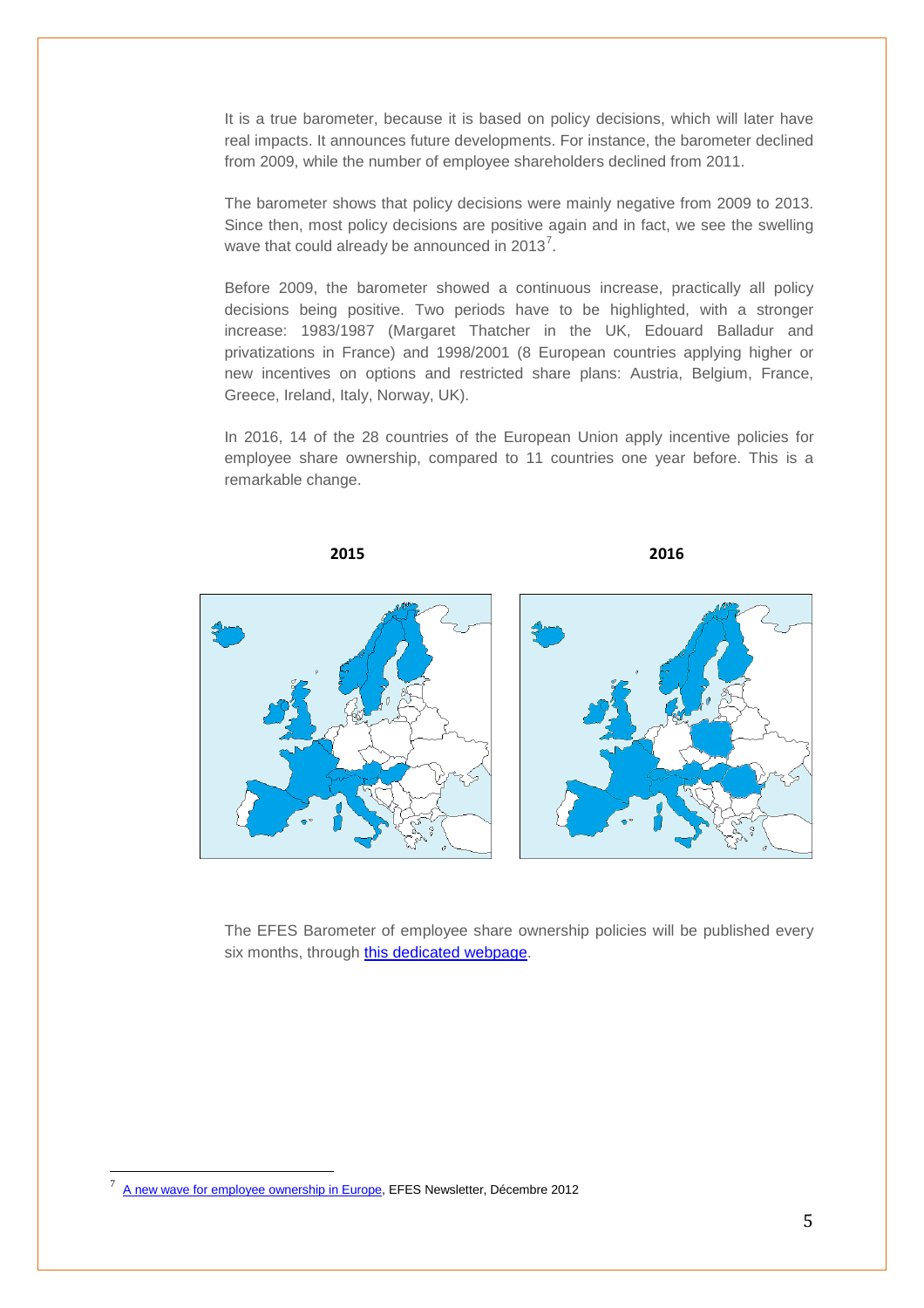It is a true barometer, because it is based on policy decisions, which will later have real impacts. It announces future developments. For instance, the barometer declined from 2009, while the number of employee shareholders declined from 2011.

The barometer shows that policy decisions were mainly negative from 2009 to 2013. Since then, most policy decisions are positive again and in fact, we see the swelling wave that could already be announced in 2013[7].

Before 2009, the barometer showed a continuous increase, practically all policy decisions being positive. Two periods have to be highlighted, with a stronger increase: 1983/1987 (Margaret Thatcher in the UK, Edouard Balladur and privatizations in France) and 1998/2001 (8 European countries applying higher or new incentives on options and restricted share plans: Austria, Belgium, France, Greece, Ireland, Italy, Norway, UK).

In 2016, 14 of the 28 countries of the European Union apply incentive policies for employee share ownership, compared to 11 countries one year before. This is a remarkable change.

**2015** **2016**

The EFES Barometer of employee share ownership policies will be published every six months, through [this dedicated webpage](#).

[7] [A new wave for employee ownership in Europe](#), EFES Newsletter, Décembre 2012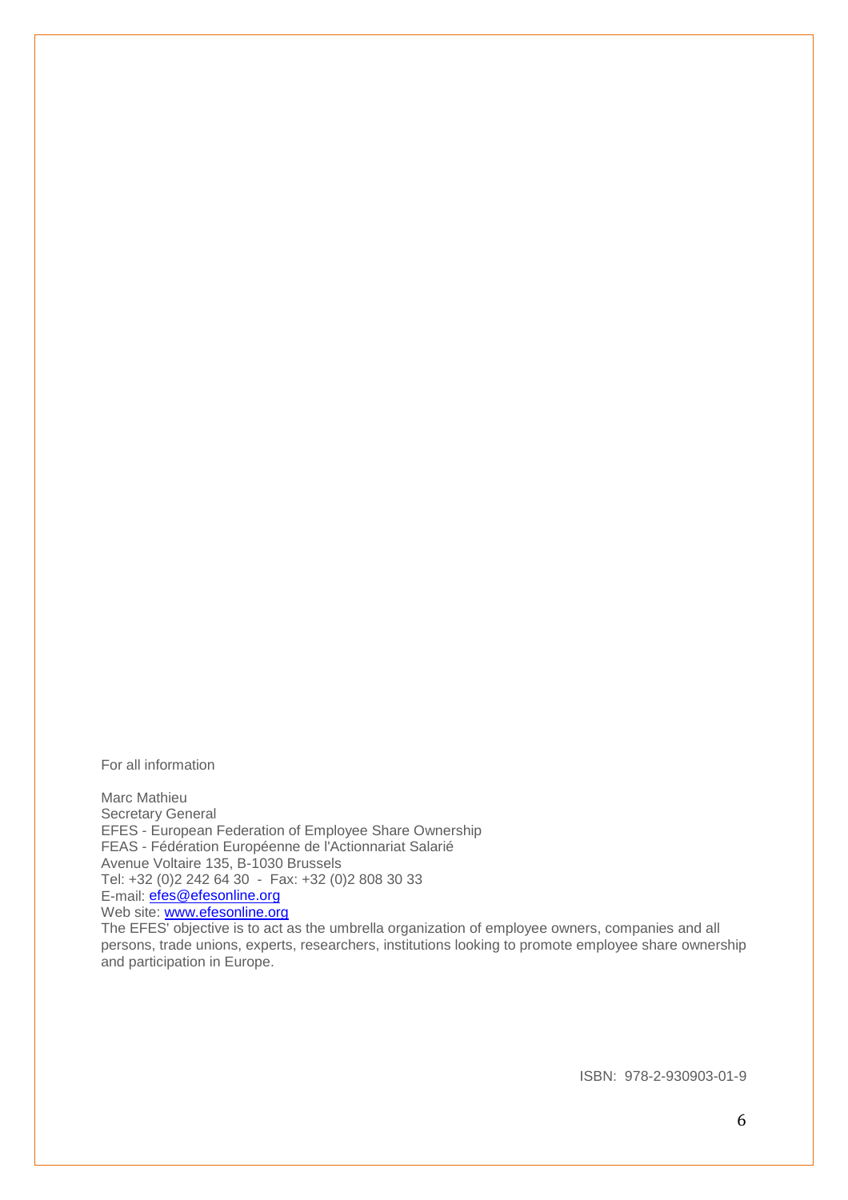For all information

Marc Mathieu
Secretary General
EFES - European Federation of Employee Share Ownership
FEAS - Fédération Européenne de l'Actionnariat Salarié
Avenue Voltaire 135, B-1030 Brussels
Tel: +32 (0)2 242 64 30 - Fax: +32 (0)2 808 30 33
E-mail: efes@efesonline.org
Web site: www.efesonline.org
The EFES' objective is to act as the umbrella organization of employee owners, companies and all persons, trade unions, experts, researchers, institutions looking to promote employee share ownership and participation in Europe.

ISBN: 978-2-930903-01-9